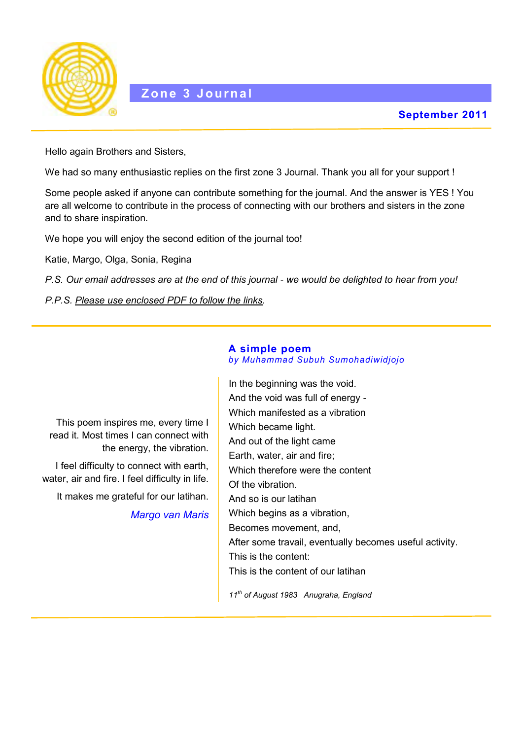# Zone 3 Journal

**September 2011**

Hello again Brothers and Sisters,

We had so many enthusiastic replies on the first zone 3 Journal. Thank you all for your support !

Some people asked if anyone can contribute something for the journal. And the answer is YES ! You are all welcome to contribute in the process of connecting with our brothers and sisters in the zone and to share inspiration.

We hope you will enjoy the second edition of the journal too!

Katie, Margo, Olga, Sonia, Regina

*P.S. Our email addresses are at the end of this journal - we would be delighted to hear from you!*

*P.P.S. Please use enclosed PDF to follow the links.*

---

## A simple poem

*by Muhammad Subuh Sumohadiwidjojo*

In the beginning was the void.
And the void was full of energy -
Which manifested as a vibration
Which became light.
And out of the light came
Earth, water, air and fire;
Which therefore were the content
Of the vibration.
And so is our latihan
Which begins as a vibration,
Becomes movement, and,
After some travail, eventually becomes useful activity.
This is the content:
This is the content of our latihan

*11th of August 1983 Anugraha, England*

This poem inspires me, every time I read it. Most times I can connect with the energy, the vibration.

I feel difficulty to connect with earth, water, air and fire. I feel difficulty in life.

It makes me grateful for our latihan.

*Margo van Maris*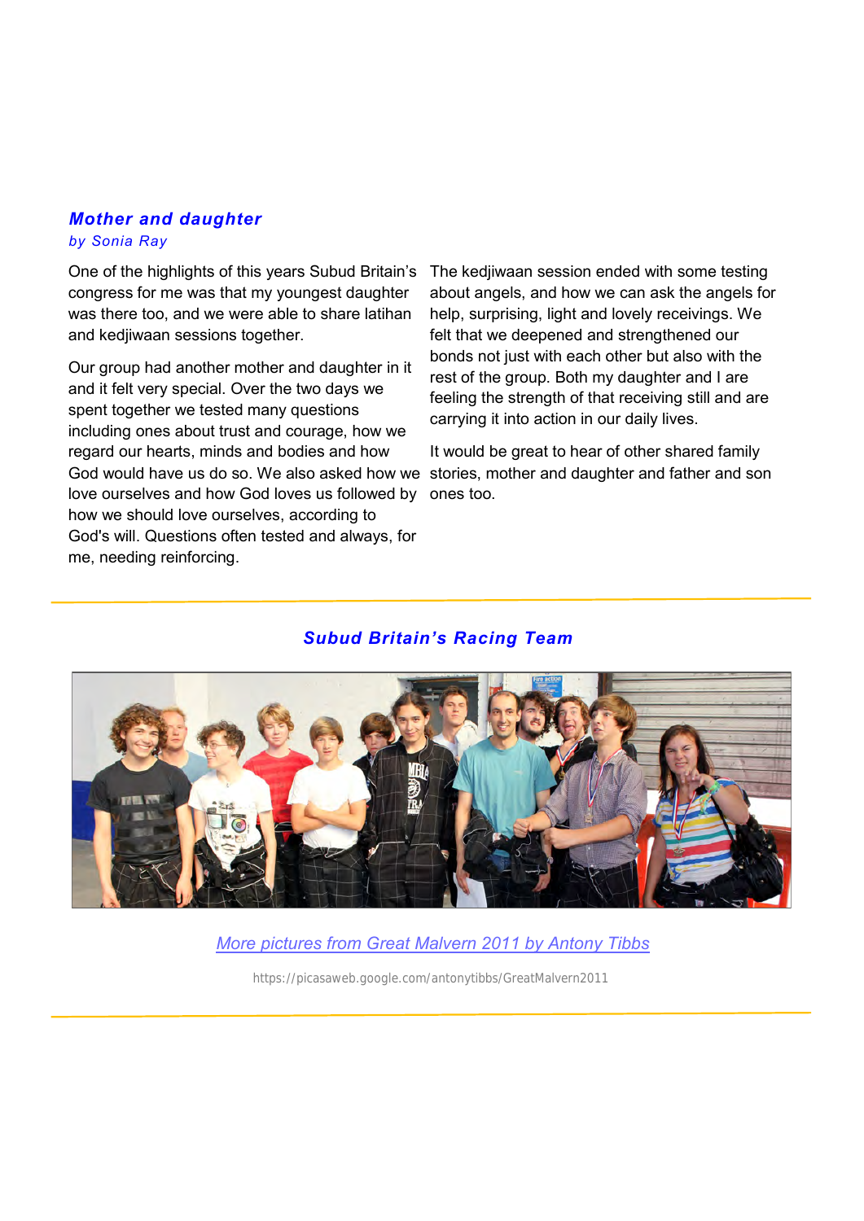## *Mother and daughter*

*by Sonia Ray*

One of the highlights of this years Subud Britain's congress for me was that my youngest daughter was there too, and we were able to share latihan and kedjiwaan sessions together.

Our group had another mother and daughter in it and it felt very special. Over the two days we spent together we tested many questions including ones about trust and courage, how we regard our hearts, minds and bodies and how God would have us do so. We also asked how we love ourselves and how God loves us followed by how we should love ourselves, according to God's will. Questions often tested and always, for me, needing reinforcing.

The kedjiwaan session ended with some testing about angels, and how we can ask the angels for help, surprising, light and lovely receivings. We felt that we deepened and strengthened our bonds not just with each other but also with the rest of the group. Both my daughter and I are feeling the strength of that receiving still and are carrying it into action in our daily lives.

It would be great to hear of other shared family stories, mother and daughter and father and son ones too.

---

## *Subud Britain's Racing Team*

[More pictures from Great Malvern 2011 by Antony Tibbs](https://picasaweb.google.com/antonytibbs/GreatMalvern2011)

https://picasaweb.google.com/antonytibbs/GreatMalvern2011

---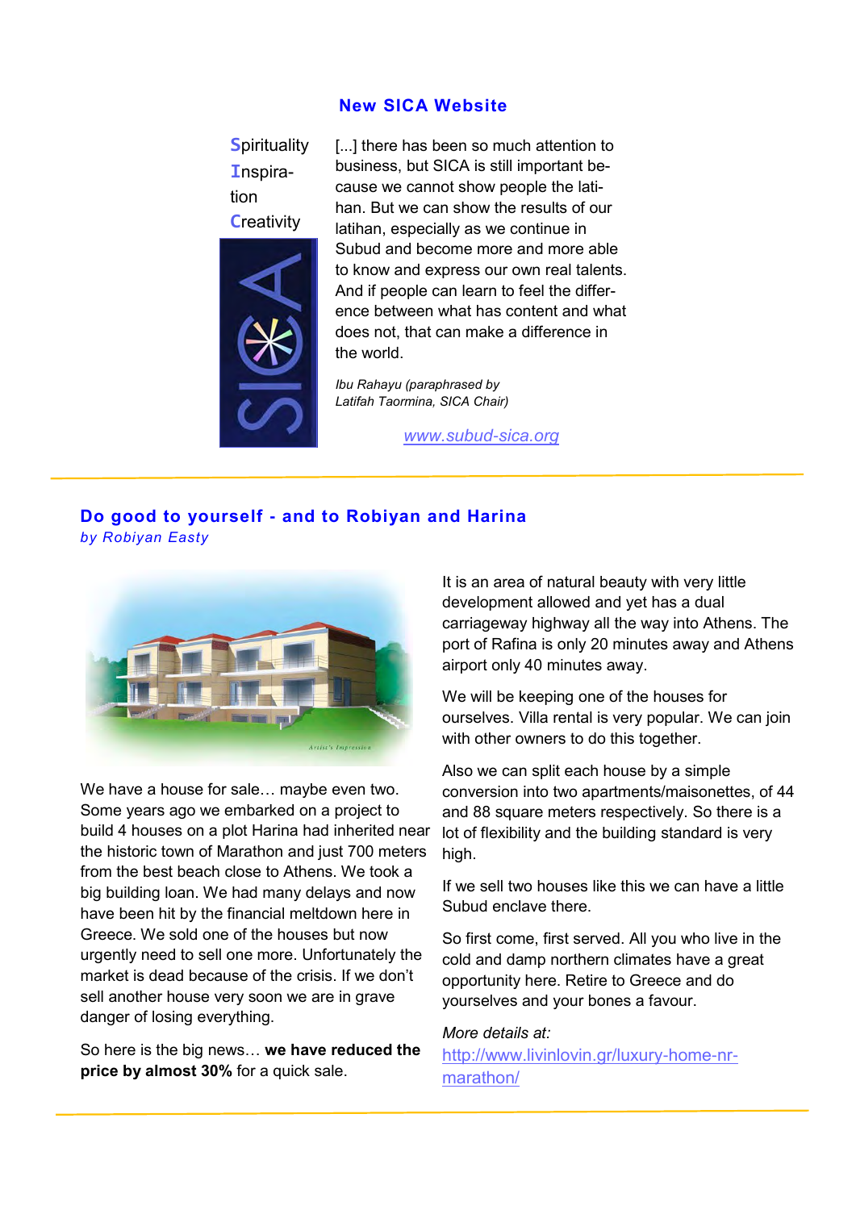## New SICA Website

**S**pirituality
**I**nspiration
**C**reativity

[...] there has been so much attention to business, but SICA is still important because we cannot show people the latihan. But we can show the results of our latihan, especially as we continue in Subud and become more and more able to know and express our own real talents. And if people can learn to feel the difference between what has content and what does not, that can make a difference in the world.

*Ibu Rahayu (paraphrased by Latifah Taormina, SICA Chair)*

www.subud-sica.org

---

## Do good to yourself - and to Robiyan and Harina

*by Robiyan Easty*

We have a house for sale… maybe even two. Some years ago we embarked on a project to build 4 houses on a plot Harina had inherited near the historic town of Marathon and just 700 meters from the best beach close to Athens. We took a big building loan. We had many delays and now have been hit by the financial meltdown here in Greece. We sold one of the houses but now urgently need to sell one more. Unfortunately the market is dead because of the crisis. If we don't sell another house very soon we are in grave danger of losing everything.

So here is the big news… **we have reduced the price by almost 30%** for a quick sale.

It is an area of natural beauty with very little development allowed and yet has a dual carriageway highway all the way into Athens. The port of Rafina is only 20 minutes away and Athens airport only 40 minutes away.

We will be keeping one of the houses for ourselves. Villa rental is very popular. We can join with other owners to do this together.

Also we can split each house by a simple conversion into two apartments/maisonettes, of 44 and 88 square meters respectively. So there is a lot of flexibility and the building standard is very high.

If we sell two houses like this we can have a little Subud enclave there.

So first come, first served. All you who live in the cold and damp northern climates have a great opportunity here. Retire to Greece and do yourselves and your bones a favour.

*More details at:*
http://www.livinlovin.gr/luxury-home-nr-marathon/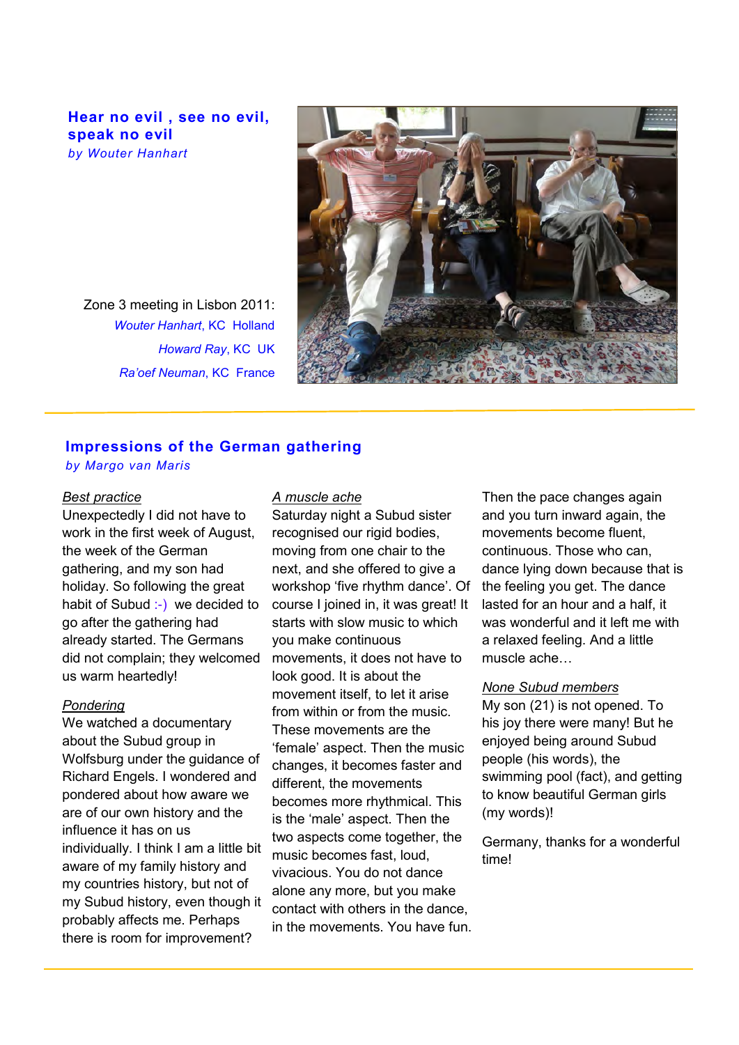## Hear no evil , see no evil, speak no evil

*by Wouter Hanhart*

Zone 3 meeting in Lisbon 2011:
*Wouter Hanhart*, KC Holland
*Howard Ray*, KC UK
*Ra'oef Neuman*, KC France

---

## Impressions of the German gathering

*by Margo van Maris*

*Best practice*

Unexpectedly I did not have to work in the first week of August, the week of the German gathering, and my son had holiday. So following the great habit of Subud :-) we decided to go after the gathering had already started. The Germans did not complain; they welcomed us warm heartedly!

*Pondering*

We watched a documentary about the Subud group in Wolfsburg under the guidance of Richard Engels. I wondered and pondered about how aware we are of our own history and the influence it has on us individually. I think I am a little bit aware of my family history and my countries history, but not of my Subud history, even though it probably affects me. Perhaps there is room for improvement?

*A muscle ache*

Saturday night a Subud sister recognised our rigid bodies, moving from one chair to the next, and she offered to give a workshop 'five rhythm dance'. Of course I joined in, it was great! It starts with slow music to which you make continuous movements, it does not have to look good. It is about the movement itself, to let it arise from within or from the music. These movements are the 'female' aspect. Then the music changes, it becomes faster and different, the movements becomes more rhythmical. This is the 'male' aspect. Then the two aspects come together, the music becomes fast, loud, vivacious. You do not dance alone any more, but you make contact with others in the dance, in the movements. You have fun. Then the pace changes again and you turn inward again, the movements become fluent, continuous. Those who can, dance lying down because that is the feeling you get. The dance lasted for an hour and a half, it was wonderful and it left me with a relaxed feeling. And a little muscle ache…

*None Subud members*

My son (21) is not opened. To his joy there were many! But he enjoyed being around Subud people (his words), the swimming pool (fact), and getting to know beautiful German girls (my words)!

Germany, thanks for a wonderful time!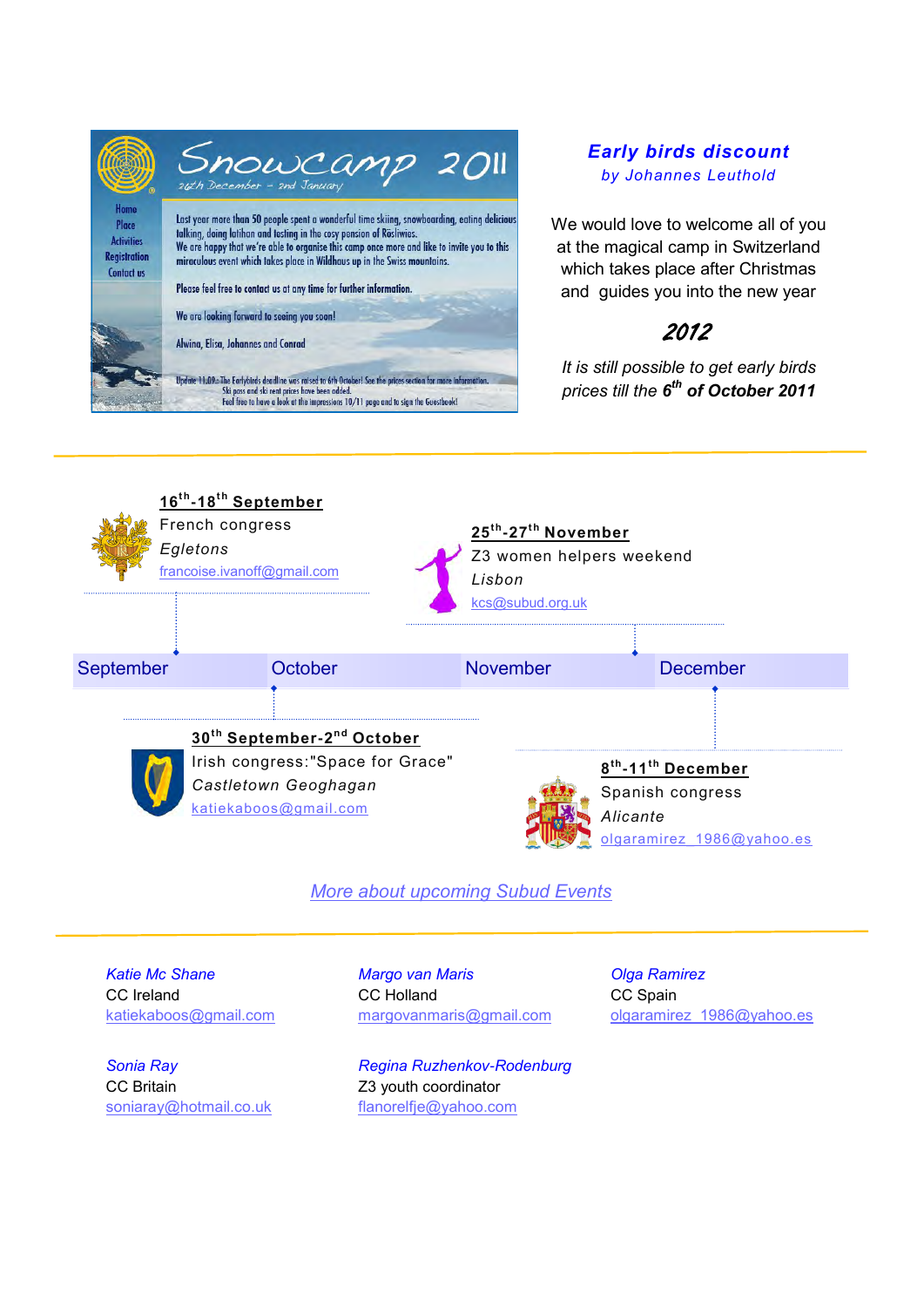Snowcamp 2011

26th December – 2nd January

Home
Place
Activities
Registration
Contact us

Last year more than 50 people spent a wonderful time skiing, snowboarding, eating delicious, talking, doing latihan and testing in the cosy pension of Rösliwies.
We are happy that we're able to organise this camp once more and like to invite you to this miraculous event which takes place in Wildhaus up in the Swiss mountains.

Please feel free to contact us at any time for further information.

We are looking forward to seeing you soon!

Alwina, Elisa, Johannes and Conrad

Update 11.09.: The Earlybirds deadline was raised to 6th October! See the prices section for more information.
Ski pass and ski rent prices have been added.
Feel free to have a look at the impressions 10/11 page and to sign the Guestbook!

## Early birds discount

*by Johannes Leuthold*

We would love to welcome all of you at the magical camp in Switzerland which takes place after Christmas and guides you into the new year

***2012***

*It is still possible to get early birds prices till the* ***6th of October 2011***

---

**16th-18th September**
French congress
*Eglетons*
francoise.ivanoff@gmail.com

**25th-27th November**
Z3 women helpers weekend
*Lisbon*
kcs@subud.org.uk

September | October | November | December

**30th September-2nd October**
Irish congress:"Space for Grace"
*Castletown Geoghagan*
katiekaboos@gmail.com

**8th-11th December**
Spanish congress
*Alicante*
olgaramirez_1986@yahoo.es

*More about upcoming Subud Events*

---

*Katie Mc Shane*
CC Ireland
katiekaboos@gmail.com

*Margo van Maris*
CC Holland
margovanmaris@gmail.com

*Olga Ramirez*
CC Spain
olgaramirez_1986@yahoo.es

*Sonia Ray*
CC Britain
soniaray@hotmail.co.uk

*Regina Ruzhenkov-Rodenburg*
Z3 youth coordinator
flanorelfje@yahoo.com